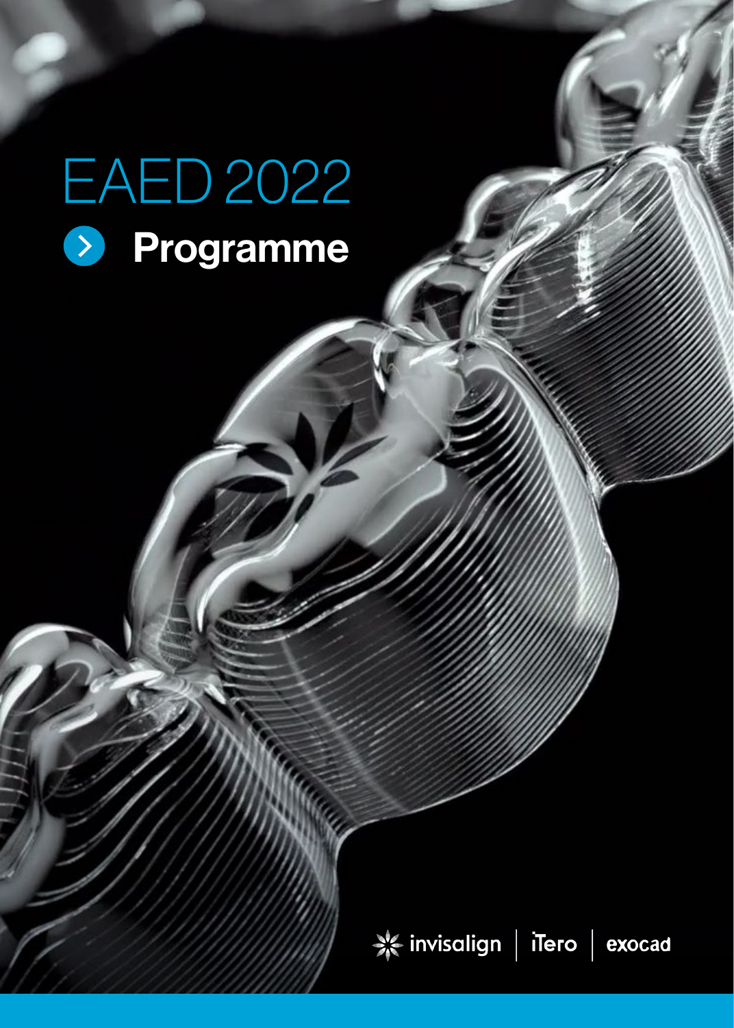# EAED 2022

## Programme

invisalign | iTero | exocad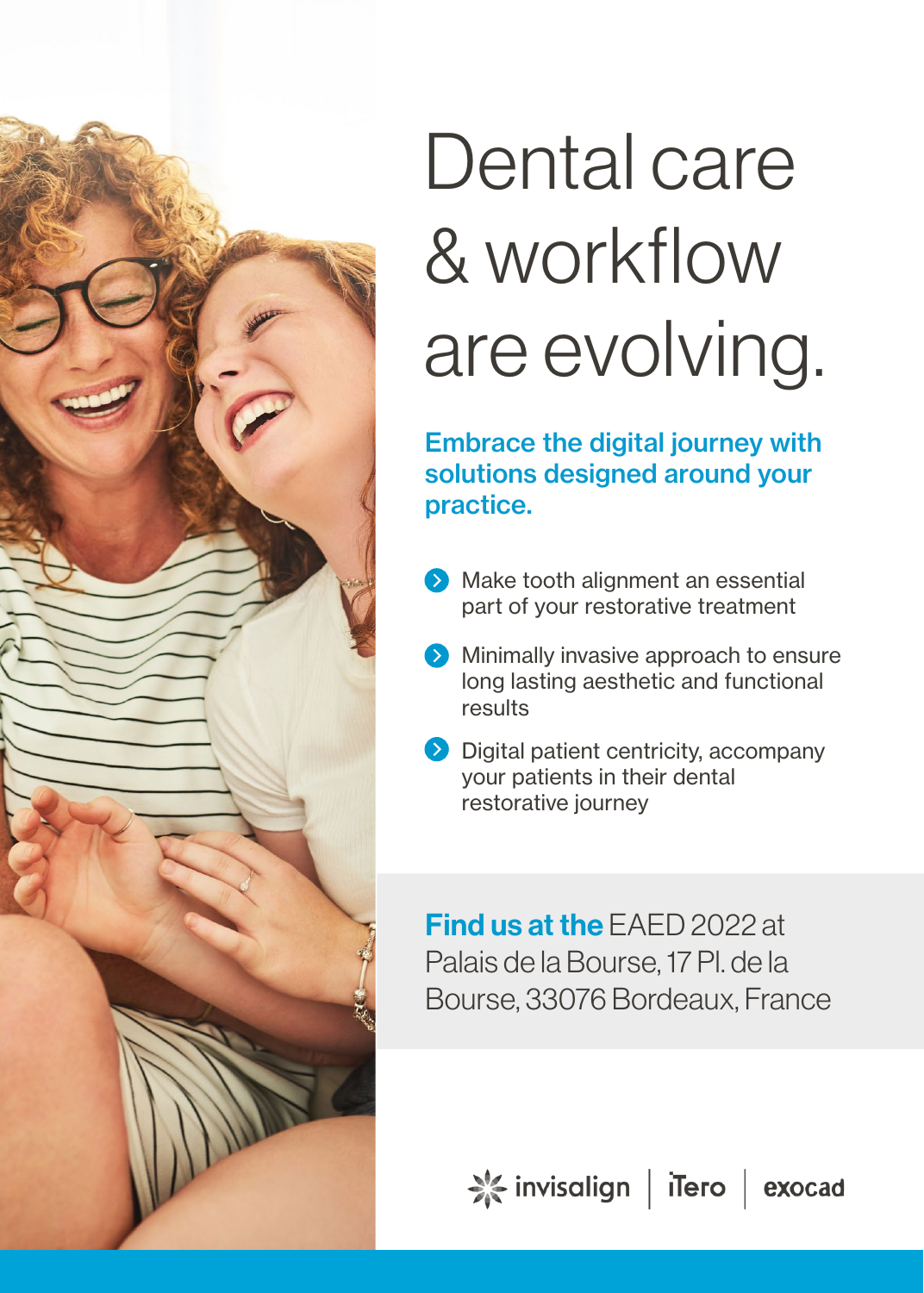# Dental care & workflow are evolving.

**Embrace the digital journey with solutions designed around your practice.**

- Make tooth alignment an essential part of your restorative treatment
- Minimally invasive approach to ensure long lasting aesthetic and functional results
- Digital patient centricity, accompany your patients in their dental restorative journey

**Find us at the** EAED 2022 at Palais de la Bourse, 17 Pl. de la Bourse, 33076 Bordeaux, France

invisalign | iTero | exocad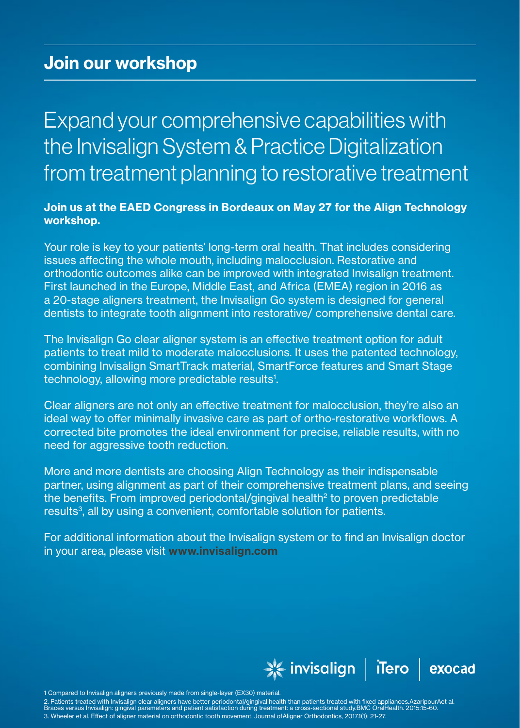## Join our workshop

# Expand your comprehensive capabilities with the Invisalign System & Practice Digitalization from treatment planning to restorative treatment

**Join us at the EAED Congress in Bordeaux on May 27 for the Align Technology workshop.**

Your role is key to your patients' long-term oral health. That includes considering issues affecting the whole mouth, including malocclusion. Restorative and orthodontic outcomes alike can be improved with integrated Invisalign treatment. First launched in the Europe, Middle East, and Africa (EMEA) region in 2016 as a 20-stage aligners treatment, the Invisalign Go system is designed for general dentists to integrate tooth alignment into restorative/ comprehensive dental care.

The Invisalign Go clear aligner system is an effective treatment option for adult patients to treat mild to moderate malocclusions. It uses the patented technology, combining Invisalign SmartTrack material, SmartForce features and Smart Stage technology, allowing more predictable results[1].

Clear aligners are not only an effective treatment for malocclusion, they're also an ideal way to offer minimally invasive care as part of ortho-restorative workflows. A corrected bite promotes the ideal environment for precise, reliable results, with no need for aggressive tooth reduction.

More and more dentists are choosing Align Technology as their indispensable partner, using alignment as part of their comprehensive treatment plans, and seeing the benefits. From improved periodontal/gingival health[2] to proven predictable results[3], all by using a convenient, comfortable solution for patients.

For additional information about the Invisalign system or to find an Invisalign doctor in your area, please visit **www.invisalign.com**

invisalign | iTero | exocad

1 Compared to Invisalign aligners previously made from single-layer (EX30) material.

2. Patients treated with Invisalign clear aligners have better periodontal/gingival health than patients treated with fixed appliances.AzaripourAet al. Braces versus Invisalign: gingival parameters and patient satisfaction during treatment: a cross-sectional study.BMC OralHealth. 2015:15-60.

3. Wheeler et al. Effect of aligner material on orthodontic tooth movement. Journal ofAligner Orthodontics, 2017.1(1): 21-27.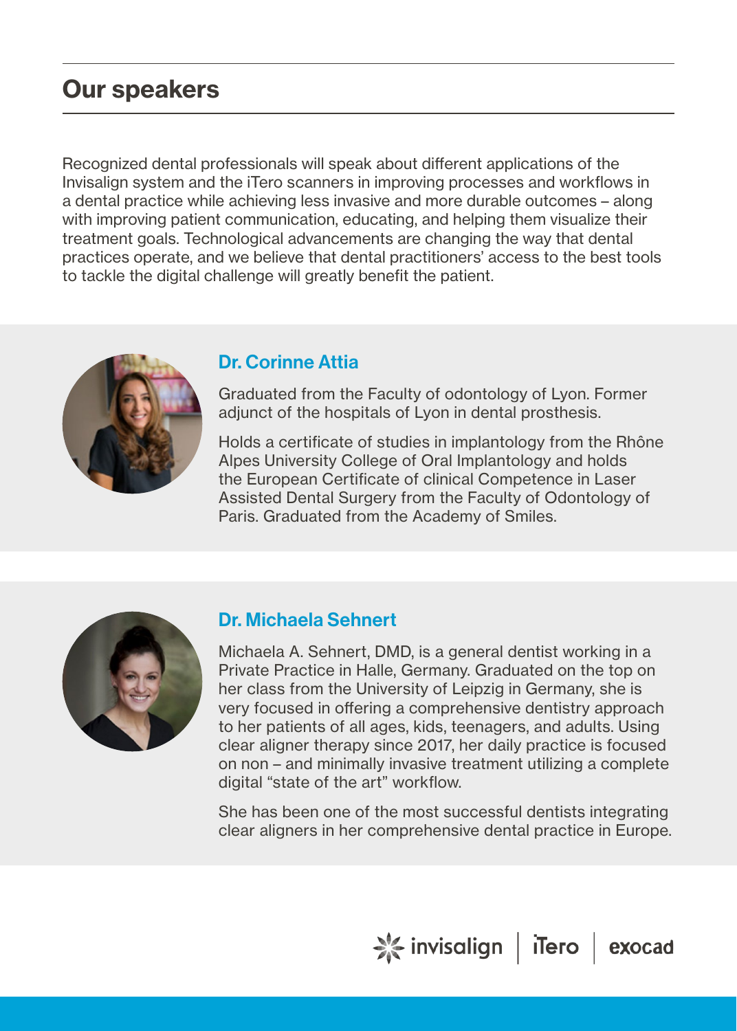## Our speakers

Recognized dental professionals will speak about different applications of the Invisalign system and the iTero scanners in improving processes and workflows in a dental practice while achieving less invasive and more durable outcomes – along with improving patient communication, educating, and helping them visualize their treatment goals. Technological advancements are changing the way that dental practices operate, and we believe that dental practitioners' access to the best tools to tackle the digital challenge will greatly benefit the patient.

### Dr. Corinne Attia

Graduated from the Faculty of odontology of Lyon. Former adjunct of the hospitals of Lyon in dental prosthesis.

Holds a certificate of studies in implantology from the Rhône Alpes University College of Oral Implantology and holds the European Certificate of clinical Competence in Laser Assisted Dental Surgery from the Faculty of Odontology of Paris. Graduated from the Academy of Smiles.

### Dr. Michaela Sehnert

Michaela A. Sehnert, DMD, is a general dentist working in a Private Practice in Halle, Germany. Graduated on the top on her class from the University of Leipzig in Germany, she is very focused in offering a comprehensive dentistry approach to her patients of all ages, kids, teenagers, and adults. Using clear aligner therapy since 2017, her daily practice is focused on non – and minimally invasive treatment utilizing a complete digital "state of the art" workflow.

She has been one of the most successful dentists integrating clear aligners in her comprehensive dental practice in Europe.

invisalign | iTero | exocad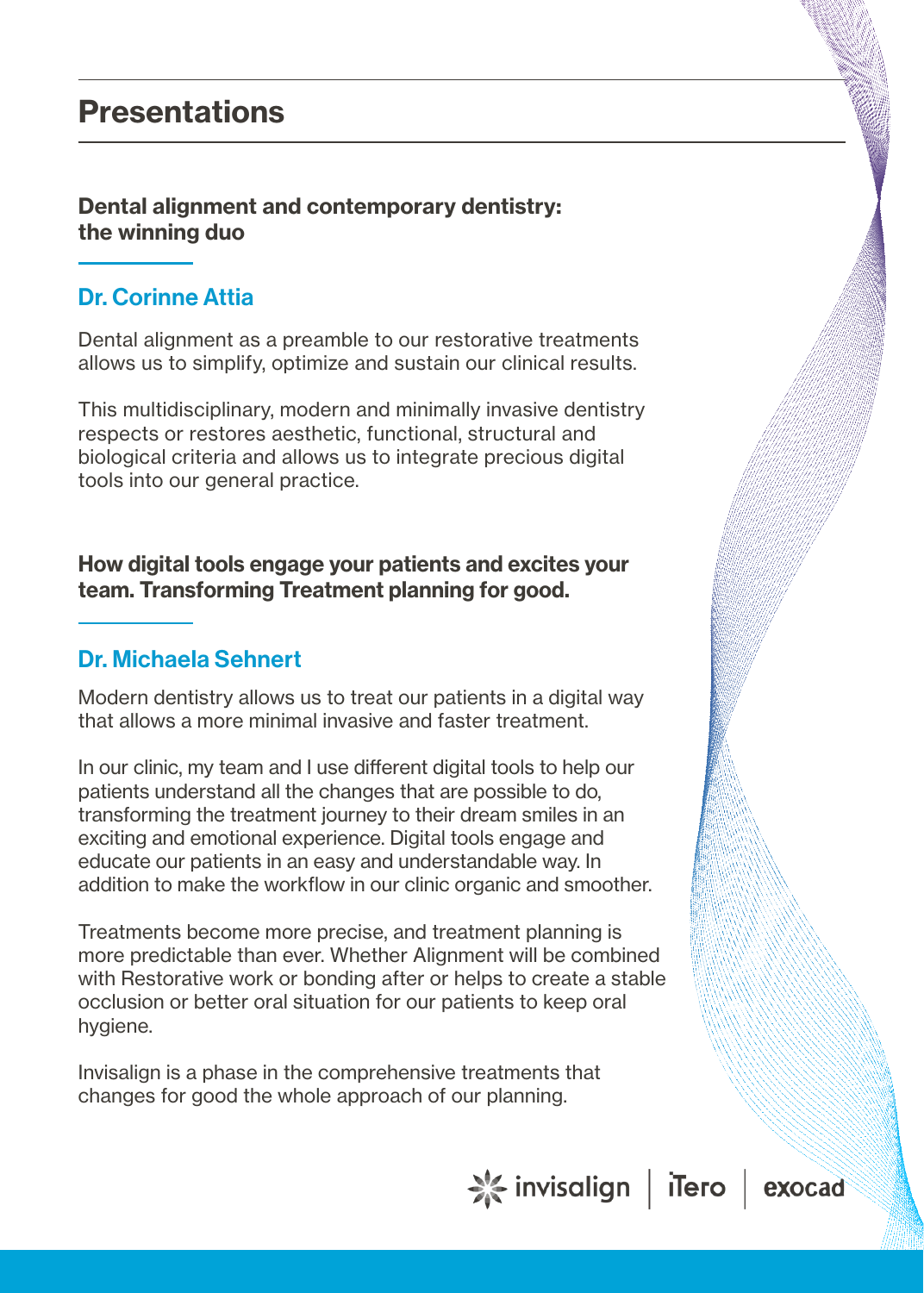# Presentations

## Dental alignment and contemporary dentistry: the winning duo

### Dr. Corinne Attia

Dental alignment as a preamble to our restorative treatments allows us to simplify, optimize and sustain our clinical results.

This multidisciplinary, modern and minimally invasive dentistry respects or restores aesthetic, functional, structural and biological criteria and allows us to integrate precious digital tools into our general practice.

## How digital tools engage your patients and excites your team. Transforming Treatment planning for good.

### Dr. Michaela Sehnert

Modern dentistry allows us to treat our patients in a digital way that allows a more minimal invasive and faster treatment.

In our clinic, my team and I use different digital tools to help our patients understand all the changes that are possible to do, transforming the treatment journey to their dream smiles in an exciting and emotional experience. Digital tools engage and educate our patients in an easy and understandable way. In addition to make the workflow in our clinic organic and smoother.

Treatments become more precise, and treatment planning is more predictable than ever. Whether Alignment will be combined with Restorative work or bonding after or helps to create a stable occlusion or better oral situation for our patients to keep oral hygiene.

Invisalign is a phase in the comprehensive treatments that changes for good the whole approach of our planning.

invisalign | iTero | exocad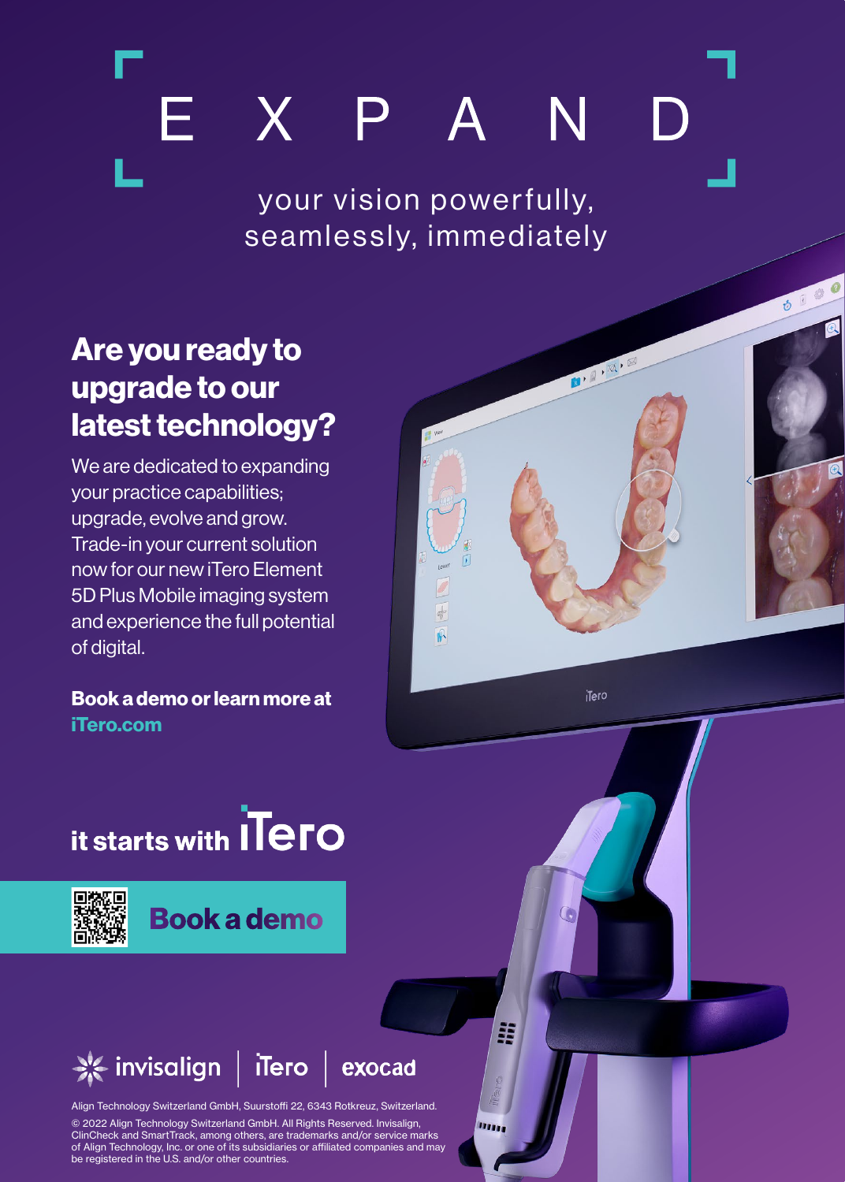# E X P A N D

your vision powerfully, seamlessly, immediately

## Are you ready to upgrade to our latest technology?

We are dedicated to expanding your practice capabilities; upgrade, evolve and grow. Trade-in your current solution now for our new iTero Element 5D Plus Mobile imaging system and experience the full potential of digital.

**Book a demo or learn more at iTero.com**

**it starts with iTero**

**Book a demo**

invisalign | iTero | exocad

Align Technology Switzerland GmbH, Suurstoffi 22, 6343 Rotkreuz, Switzerland.

© 2022 Align Technology Switzerland GmbH. All Rights Reserved. Invisalign, ClinCheck and SmartTrack, among others, are trademarks and/or service marks of Align Technology, Inc. or one of its subsidiaries or affiliated companies and may be registered in the U.S. and/or other countries.